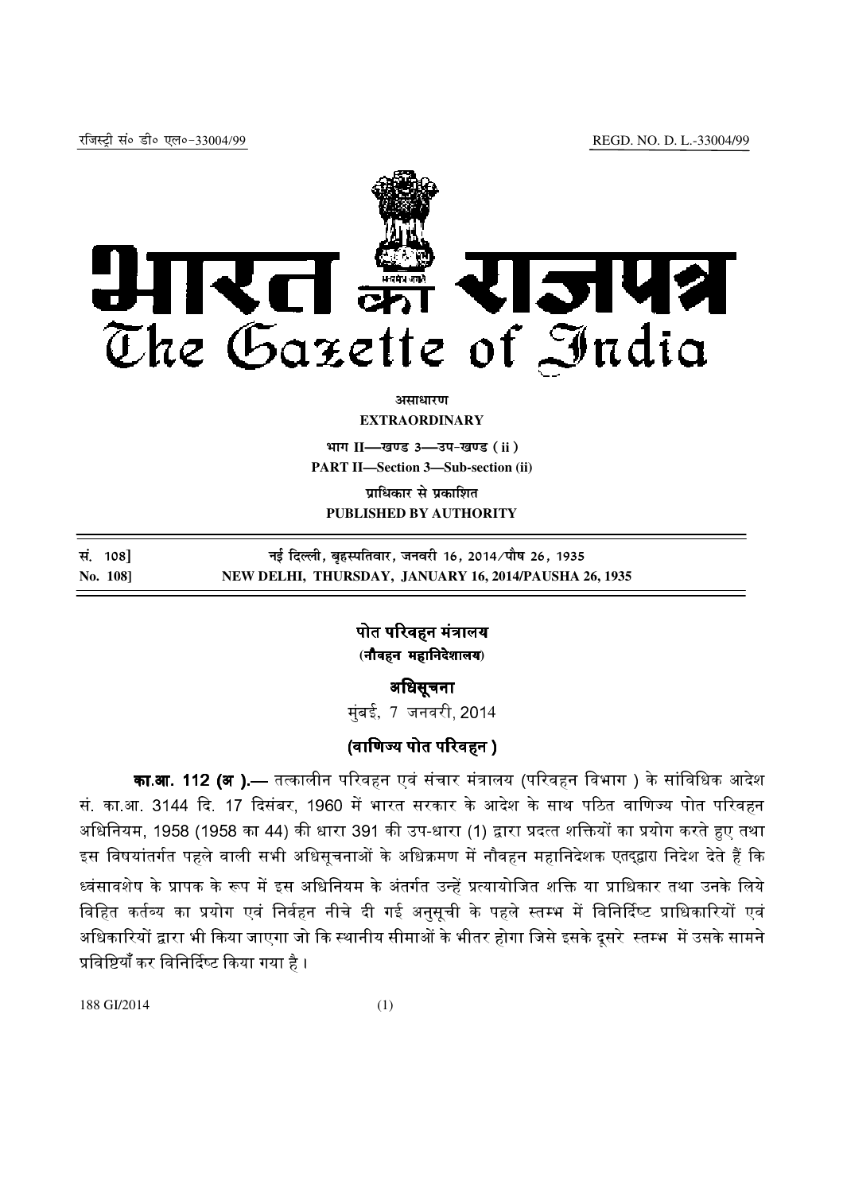रजिस्ट्री सं० डी० एल०-33004/99 REGD. NO. D. L.-33004/99

# भारत का राजपत्र
# The Gazette of India

**असाधारण**
**EXTRAORDINARY**

**भाग II—खण्ड 3—उप-खण्ड (ii)**
**PART II—Section 3—Sub-section (ii)**

**प्राधिकार से प्रकाशित**
**PUBLISHED BY AUTHORITY**

| | |
|---|---|
| सं. 108] | नई दिल्ली, बृहस्पतिवार, जनवरी 16, 2014/पौष 26, 1935 |
| No. 108] | NEW DELHI, THURSDAY, JANUARY 16, 2014/PAUSHA 26, 1935 |

## पोत परिवहन मंत्रालय
**(नौवहन महानिदेशालय)**

## अधिसूचना

मुंबई, 7 जनवरी, 2014

### (वाणिज्य पोत परिवहन)

**का.आ. 112 (अ ).—** तत्कालीन परिवहन एवं संचार मंत्रालय (परिवहन विभाग ) के सांविधिक आदेश सं. का.आ. 3144 दि. 17 दिसंबर, 1960 में भारत सरकार के आदेश के साथ पठित वाणिज्य पोत परिवहन अधिनियम, 1958 (1958 का 44) की धारा 391 की उप-धारा (1) द्वारा प्रदत्त शक्तियों का प्रयोग करते हुए तथा इस विषयांतर्गत पहले वाली सभी अधिसूचनाओं के अधिक्रमण में नौवहन महानिदेशक एतद्द्वारा निदेश देते हैं कि ध्वंसावशेष के प्रापक के रूप में इस अधिनियम के अंतर्गत उन्हें प्रत्यायोजित शक्ति या प्राधिकार तथा उनके लिये विहित कर्तव्य का प्रयोग एवं निर्वहन नीचे दी गई अनुसूची के पहले स्तम्भ में विनिर्दिष्ट प्राधिकारियों एवं अधिकारियों द्वारा भी किया जाएगा जो कि स्थानीय सीमाओं के भीतर होगा जिसे इसके दूसरे स्तम्भ में उसके सामने प्रविष्टियाँ कर विनिर्दिष्ट किया गया है ।

188 GI/2014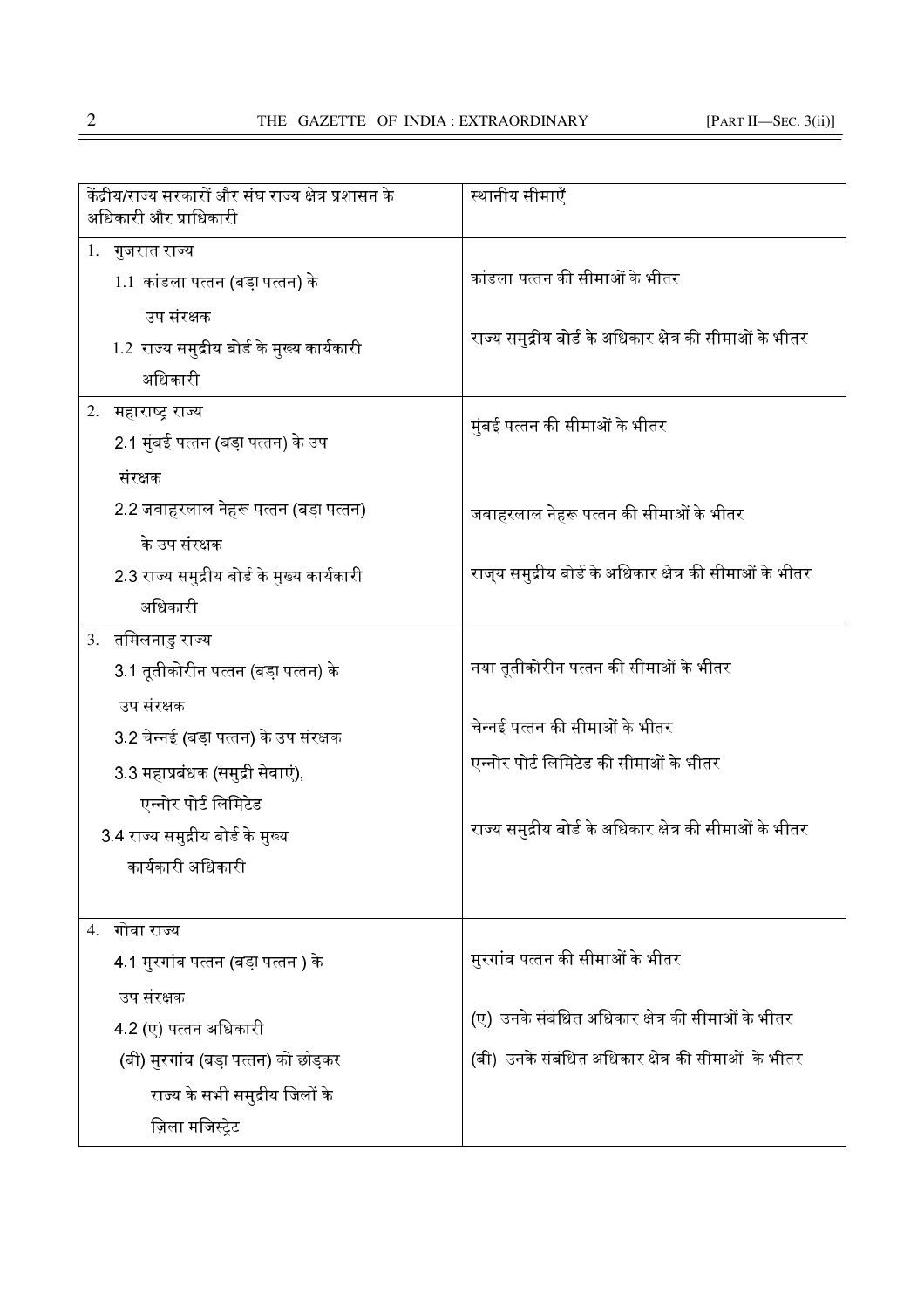| केंद्रीय/राज्य सरकारों और संघ राज्य क्षेत्र प्रशासन के अधिकारी और प्राधिकारी | स्थानीय सीमाएँ |
|---|---|
| 1. गुजरात राज्य | |
| 1.1 कांडला पत्तन (बड़ा पत्तन) के उप संरक्षक | कांडला पत्तन की सीमाओं के भीतर |
| 1.2 राज्य समुद्रीय बोर्ड के मुख्य कार्यकारी अधिकारी | राज्य समुद्रीय बोर्ड के अधिकार क्षेत्र की सीमाओं के भीतर |
| 2. महाराष्ट्र राज्य | |
| 2.1 मुंबई पत्तन (बड़ा पत्तन) के उप संरक्षक | मुंबई पत्तन की सीमाओं के भीतर |
| 2.2 जवाहरलाल नेहरू पत्तन (बड़ा पत्तन) के उप संरक्षक | जवाहरलाल नेहरू पत्तन की सीमाओं के भीतर |
| 2.3 राज्य समुद्रीय बोर्ड के मुख्य कार्यकारी अधिकारी | राज्य समुद्रीय बोर्ड के अधिकार क्षेत्र की सीमाओं के भीतर |
| 3. तमिलनाडु राज्य | |
| 3.1 तूतीकोरीन पत्तन (बड़ा पत्तन) के उप संरक्षक | नया तूतीकोरीन पत्तन की सीमाओं के भीतर |
| 3.2 चेन्नई (बड़ा पत्तन) के उप संरक्षक | चेन्नई पत्तन की सीमाओं के भीतर |
| 3.3 महाप्रबंधक (समुद्री सेवाएं), एन्नोर पोर्ट लिमिटेड | एन्नोर पोर्ट लिमिटेड की सीमाओं के भीतर |
| 3.4 राज्य समुद्रीय बोर्ड के मुख्य कार्यकारी अधिकारी | राज्य समुद्रीय बोर्ड के अधिकार क्षेत्र की सीमाओं के भीतर |
| 4. गोवा राज्य | |
| 4.1 मुरगांव पत्तन (बड़ा पत्तन ) के उप संरक्षक | मुरगांव पत्तन की सीमाओं के भीतर |
| 4.2 (ए) पत्तन अधिकारी | (ए) उनके संबंधित अधिकार क्षेत्र की सीमाओं के भीतर |
| (बी) मुरगांव (बड़ा पत्तन) को छोड़कर राज्य के सभी समुद्रीय जिलों के ज़िला मजिस्ट्रेट | (बी) उनके संबंधित अधिकार क्षेत्र की सीमाओं के भीतर |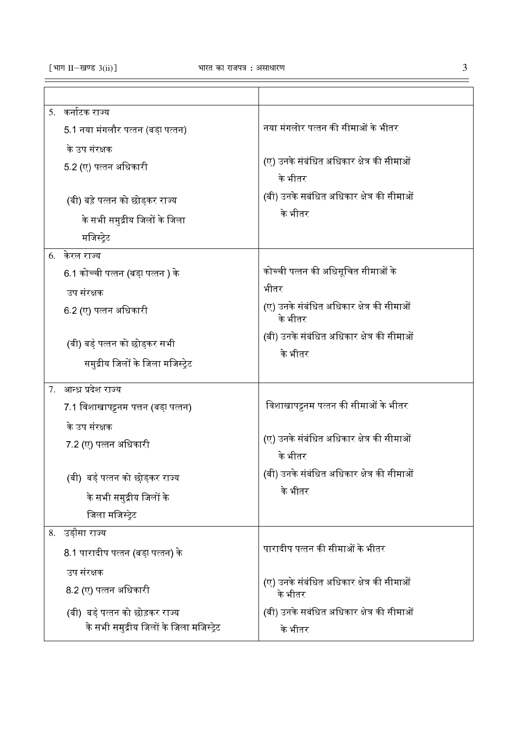| | |
|---|---|
| 5. कर्नाटक राज्य | |
| 5.1 नया मंगलौर पत्तन (बड़ा पत्तन) के उप संरक्षक | नया मंगलोर पत्तन की सीमाओं के भीतर |
| 5.2 (ए) पत्तन अधिकारी | (ए) उनके संबंधित अधिकार क्षेत्र की सीमाओं के भीतर |
| (बी) बड़े पत्तन को छोड़कर राज्य के सभी समुद्रीय जिलों के जिला मजिस्ट्रेट | (बी) उनके सबंधित अधिकार क्षेत्र की सीमाओं के भीतर |
| 6. केरल राज्य | |
| 6.1 कोच्ची पत्तन (बड़ा पत्तन ) के उप संरक्षक | कोच्ची पत्तन की अधिसूचित सीमाओं के भीतर |
| 6.2 (ए) पत्तन अधिकारी | (ए) उनके संबंधित अधिकार क्षेत्र की सीमाओं के भीतर |
| (बी) बड़े पत्तन को छोड़कर सभी समुद्रीय जिलों के जिला मजिस्ट्रेट | (बी) उनके संबंधित अधिकार क्षेत्र की सीमाओं के भीतर |
| 7. आन्ध्र प्रदेश राज्य | |
| 7.1 विशाखापट्टनम पत्तन (बड़ा पत्तन) के उप संरक्षक | विशाखापट्टनम पत्तन की सीमाओं के भीतर |
| 7.2 (ए) पत्तन अधिकारी | (ए) उनके संबंधित अधिकार क्षेत्र की सीमाओं के भीतर |
| (बी) बड़े पत्तन को छोड़कर राज्य के सभी समुद्रीय जिलों के जिला मजिस्ट्रेट | (बी) उनके संबंधित अधिकार क्षेत्र की सीमाओं के भीतर |
| 8. उड़ीसा राज्य | |
| 8.1 पारादीप पत्तन (बड़ा पत्तन) के उप संरक्षक | पारादीप पत्तन की सीमाओं के भीतर |
| 8.2 (ए) पत्तन अधिकारी | (ए) उनके संबंधित अधिकार क्षेत्र की सीमाओं के भीतर |
| (बी) बड़े पत्तन को छोड़कर राज्य के सभी समुद्रीय जिलों के जिला मजिस्ट्रेट | (बी) उनके सबंधित अधिकार क्षेत्र की सीमाओं के भीतर |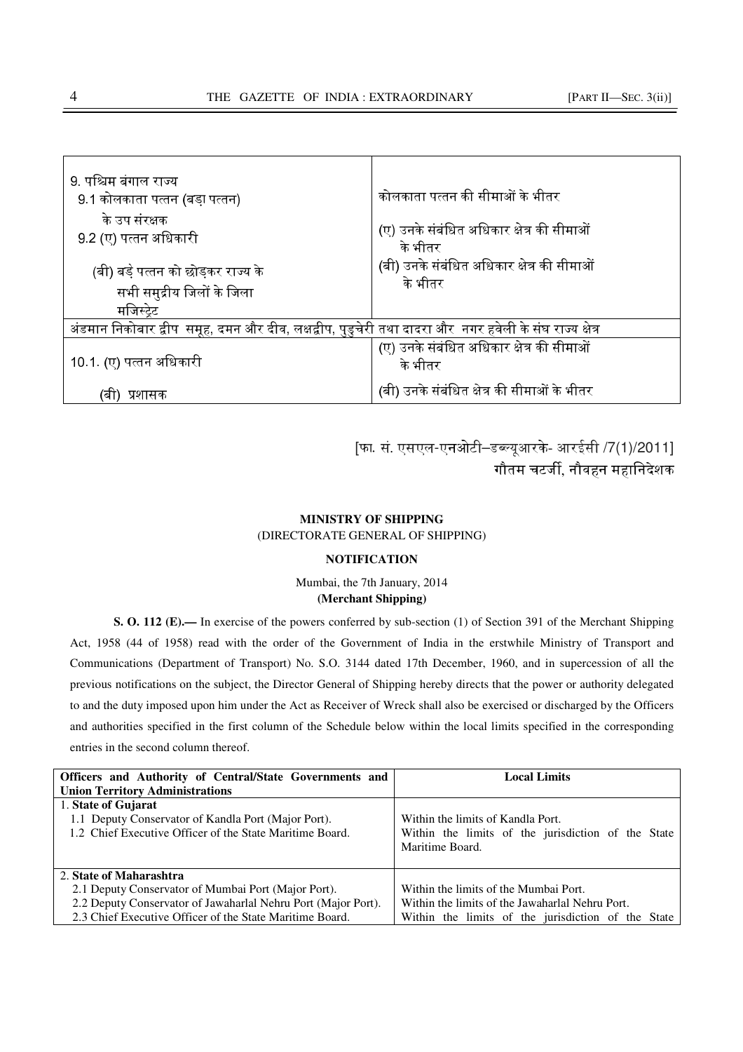| | |
|---|---|
| 9. पश्चिम बंगाल राज्य<br>9.1 कोलकाता पत्तन (बड़ा पत्तन) के उप संरक्षक<br>9.2 (ए) पत्तन अधिकारी<br>(बी) बड़े पत्तन को छोड़कर राज्य के सभी समुद्रीय जिलों के जिला मजिस्ट्रेट | कोलकाता पत्तन की सीमाओं के भीतर<br>(ए) उनके संबंधित अधिकार क्षेत्र की सीमाओं के भीतर<br>(बी) उनके संबंधित अधिकार क्षेत्र की सीमाओं के भीतर |
| अंडमान निकोबार द्वीप समूह, दमन और दीव, लक्षद्वीप, पुडुचेरी तथा दादरा और नगर हवेली के संघ राज्य क्षेत्र | |
| 10.1. (ए) पत्तन अधिकारी<br>(बी) प्रशासक | (ए) उनके संबंधित अधिकार क्षेत्र की सीमाओं के भीतर<br>(बी) उनके संबंधित क्षेत्र की सीमाओं के भीतर |

[फा. सं. एसएल-एनओटी–डब्ल्यूआरके- आरईसी /7(1)/2011]

गौतम चटर्जी, नौवहन महानिदेशक

**MINISTRY OF SHIPPING**

(DIRECTORATE GENERAL OF SHIPPING)

**NOTIFICATION**

Mumbai, the 7th January, 2014

**(Merchant Shipping)**

**S. O. 112 (E).—** In exercise of the powers conferred by sub-section (1) of Section 391 of the Merchant Shipping Act, 1958 (44 of 1958) read with the order of the Government of India in the erstwhile Ministry of Transport and Communications (Department of Transport) No. S.O. 3144 dated 17th December, 1960, and in supercession of all the previous notifications on the subject, the Director General of Shipping hereby directs that the power or authority delegated to and the duty imposed upon him under the Act as Receiver of Wreck shall also be exercised or discharged by the Officers and authorities specified in the first column of the Schedule below within the local limits specified in the corresponding entries in the second column thereof.

| Officers and Authority of Central/State Governments and Union Territory Administrations | Local Limits |
|---|---|
| 1. **State of Gujarat**<br>1.1 Deputy Conservator of Kandla Port (Major Port).<br>1.2 Chief Executive Officer of the State Maritime Board. | Within the limits of Kandla Port.<br>Within the limits of the jurisdiction of the State Maritime Board. |
| 2. **State of Maharashtra**<br>2.1 Deputy Conservator of Mumbai Port (Major Port).<br>2.2 Deputy Conservator of Jawaharlal Nehru Port (Major Port).<br>2.3 Chief Executive Officer of the State Maritime Board. | Within the limits of the Mumbai Port.<br>Within the limits of the Jawaharlal Nehru Port.<br>Within the limits of the jurisdiction of the State |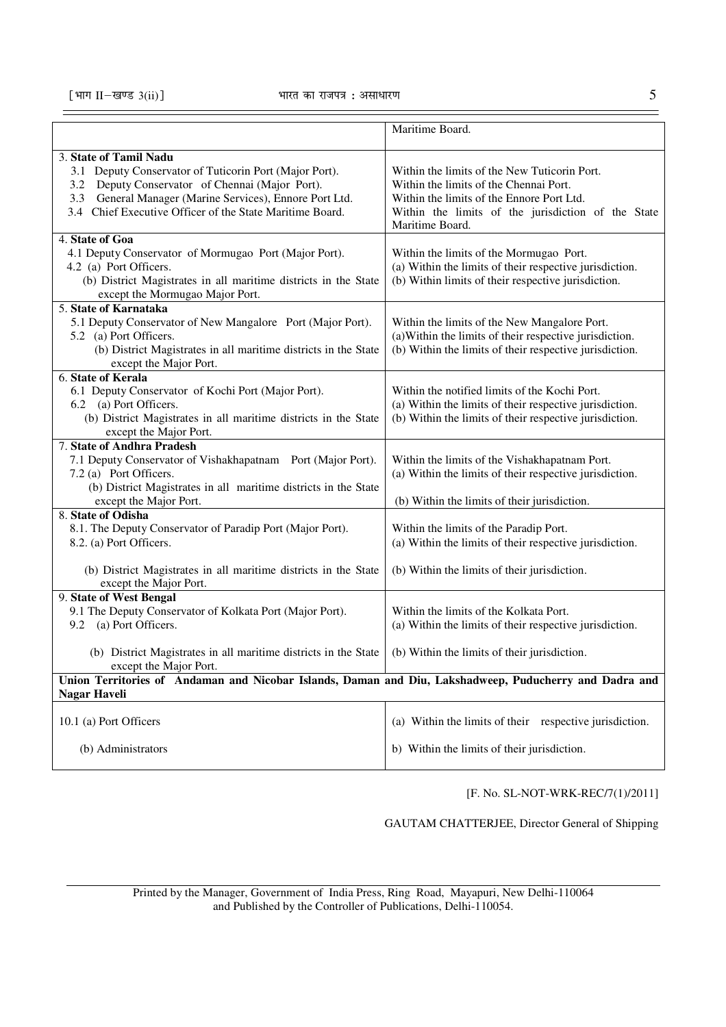| | |
|---|---|
| | Maritime Board. |
| **3. State of Tamil Nadu** | |
| 3.1 Deputy Conservator of Tuticorin Port (Major Port). | Within the limits of the New Tuticorin Port. |
| 3.2 Deputy Conservator of Chennai (Major Port). | Within the limits of the Chennai Port. |
| 3.3 General Manager (Marine Services), Ennore Port Ltd. | Within the limits of the Ennore Port Ltd. |
| 3.4 Chief Executive Officer of the State Maritime Board. | Within the limits of the jurisdiction of the State Maritime Board. |
| **4. State of Goa** | |
| 4.1 Deputy Conservator of Mormugao Port (Major Port). | Within the limits of the Mormugao Port. |
| 4.2 (a) Port Officers. | (a) Within the limits of their respective jurisdiction. |
| (b) District Magistrates in all maritime districts in the State except the Mormugao Major Port. | (b) Within limits of their respective jurisdiction. |
| **5. State of Karnataka** | |
| 5.1 Deputy Conservator of New Mangalore Port (Major Port). | Within the limits of the New Mangalore Port. |
| 5.2 (a) Port Officers. | (a)Within the limits of their respective jurisdiction. |
| (b) District Magistrates in all maritime districts in the State except the Major Port. | (b) Within the limits of their respective jurisdiction. |
| **6. State of Kerala** | |
| 6.1 Deputy Conservator of Kochi Port (Major Port). | Within the notified limits of the Kochi Port. |
| 6.2 (a) Port Officers. | (a) Within the limits of their respective jurisdiction. |
| (b) District Magistrates in all maritime districts in the State except the Major Port. | (b) Within the limits of their respective jurisdiction. |
| **7. State of Andhra Pradesh** | |
| 7.1 Deputy Conservator of Vishakhapatnam Port (Major Port). | Within the limits of the Vishakhapatnam Port. |
| 7.2 (a) Port Officers. | (a) Within the limits of their respective jurisdiction. |
| (b) District Magistrates in all maritime districts in the State except the Major Port. | (b) Within the limits of their jurisdiction. |
| **8. State of Odisha** | |
| 8.1. The Deputy Conservator of Paradip Port (Major Port). | Within the limits of the Paradip Port. |
| 8.2. (a) Port Officers. | (a) Within the limits of their respective jurisdiction. |
| (b) District Magistrates in all maritime districts in the State except the Major Port. | (b) Within the limits of their jurisdiction. |
| **9. State of West Bengal** | |
| 9.1 The Deputy Conservator of Kolkata Port (Major Port). | Within the limits of the Kolkata Port. |
| 9.2 (a) Port Officers. | (a) Within the limits of their respective jurisdiction. |
| (b) District Magistrates in all maritime districts in the State except the Major Port. | (b) Within the limits of their jurisdiction. |
| **Union Territories of Andaman and Nicobar Islands, Daman and Diu, Lakshadweep, Puducherry and Dadra and Nagar Haveli** | |
| 10.1 (a) Port Officers | (a) Within the limits of their respective jurisdiction. |
| (b) Administrators | b) Within the limits of their jurisdiction. |

[F. No. SL-NOT-WRK-REC/7(1)/2011]

GAUTAM CHATTERJEE, Director General of Shipping

Printed by the Manager, Government of India Press, Ring Road, Mayapuri, New Delhi-110064
and Published by the Controller of Publications, Delhi-110054.